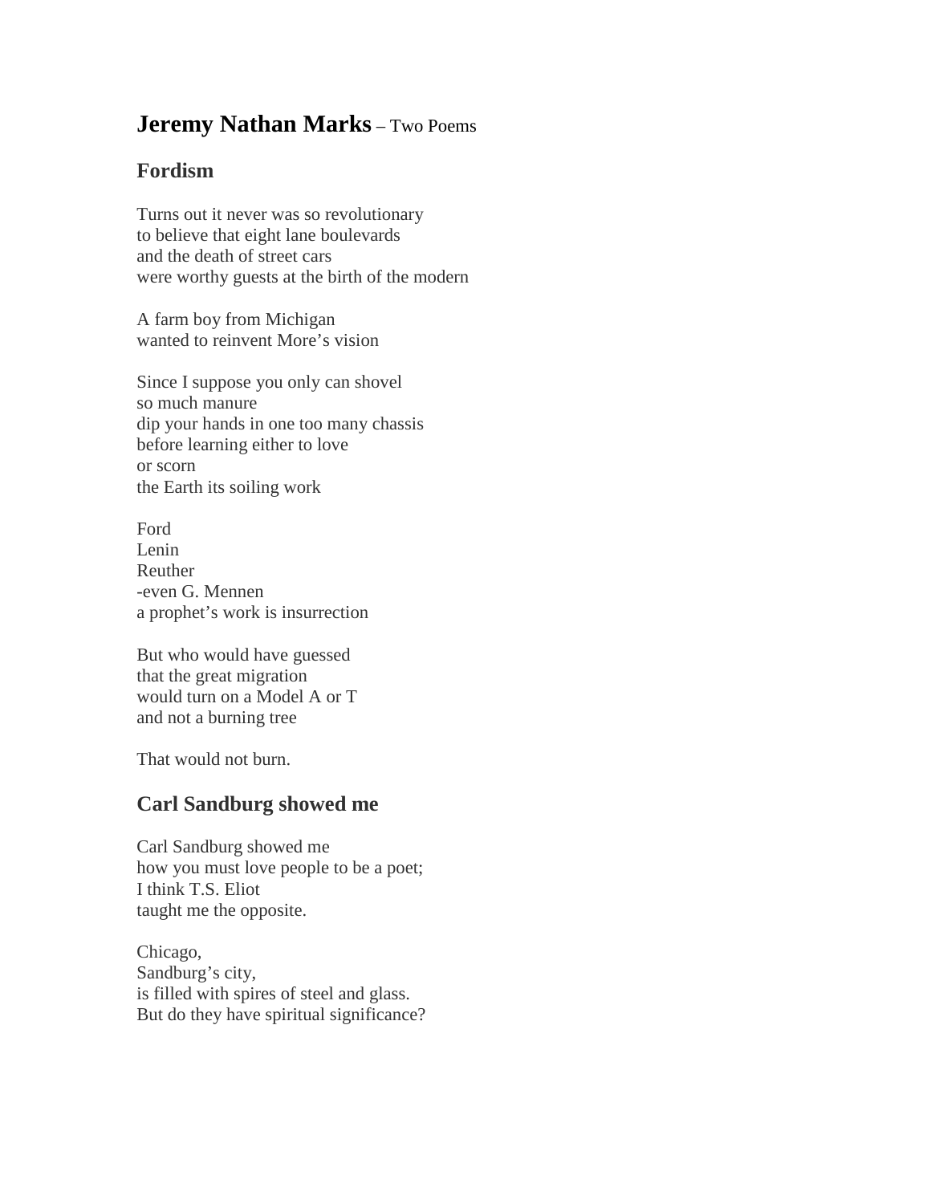# **Jeremy Nathan Marks** – Two Poems

## Fordism

Turns out it never was so revolutionary  
to believe that eight lane boulevards  
and the death of street cars  
were worthy guests at the birth of the modern

A farm boy from Michigan  
wanted to reinvent More's vision

Since I suppose you only can shovel  
so much manure  
dip your hands in one too many chassis  
before learning either to love  
or scorn  
the Earth its soiling work

Ford  
Lenin  
Reuther  
-even G. Mennen  
a prophet's work is insurrection

But who would have guessed  
that the great migration  
would turn on a Model A or T  
and not a burning tree

That would not burn.

## Carl Sandburg showed me

Carl Sandburg showed me  
how you must love people to be a poet;  
I think T.S. Eliot  
taught me the opposite.

Chicago,  
Sandburg's city,  
is filled with spires of steel and glass.  
But do they have spiritual significance?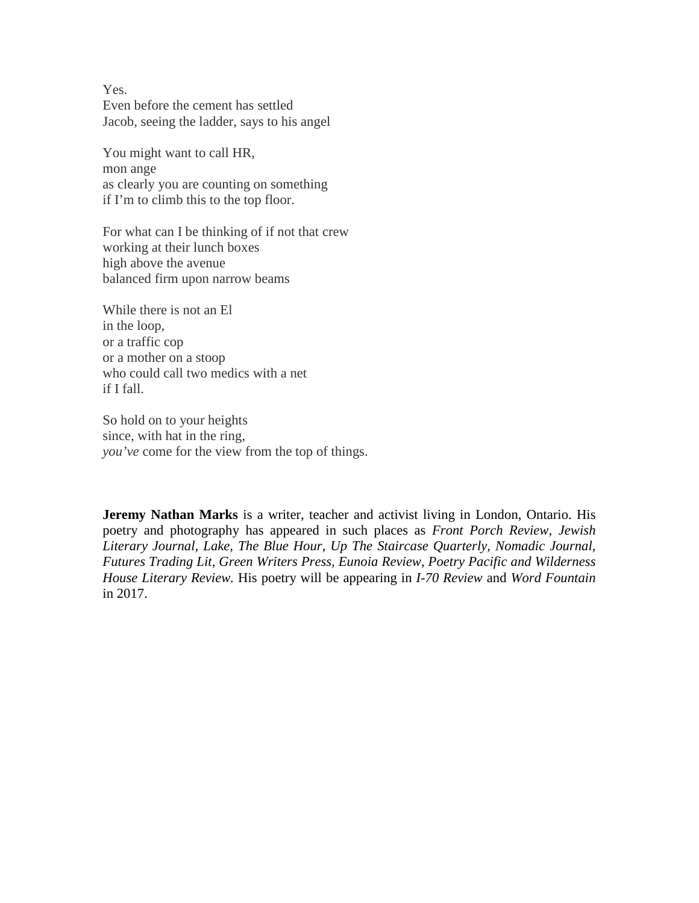Yes.  
Even before the cement has settled  
Jacob, seeing the ladder, says to his angel

You might want to call HR,  
mon ange  
as clearly you are counting on something  
if I'm to climb this to the top floor.

For what can I be thinking of if not that crew  
working at their lunch boxes  
high above the avenue  
balanced firm upon narrow beams

While there is not an El  
in the loop,  
or a traffic cop  
or a mother on a stoop  
who could call two medics with a net  
if I fall.

So hold on to your heights  
since, with hat in the ring,  
*you've* come for the view from the top of things.

**Jeremy Nathan Marks** is a writer, teacher and activist living in London, Ontario. His poetry and photography has appeared in such places as *Front Porch Review, Jewish Literary Journal, Lake, The Blue Hour, Up The Staircase Quarterly, Nomadic Journal, Futures Trading Lit, Green Writers Press, Eunoia Review, Poetry Pacific and Wilderness House Literary Review.* His poetry will be appearing in *I-70 Review* and *Word Fountain* in 2017.